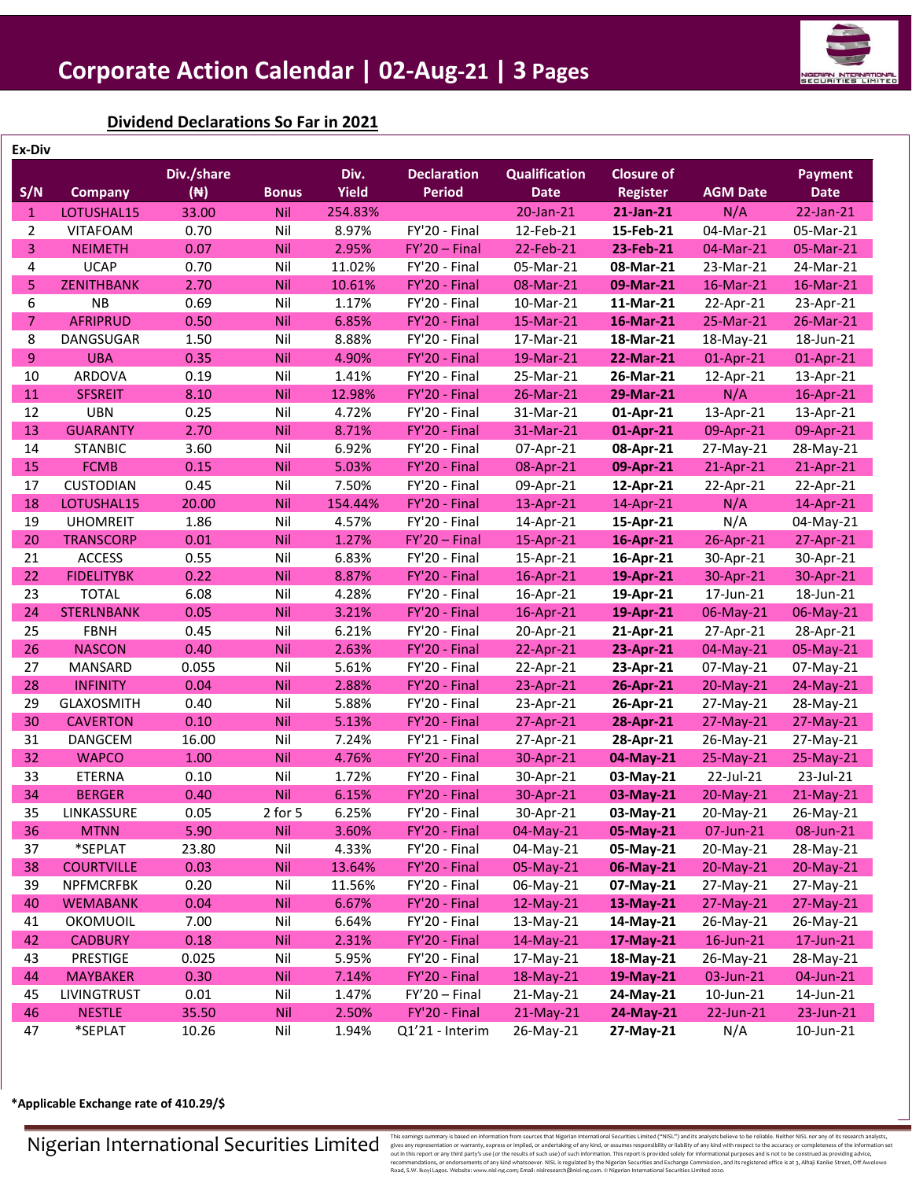# Corporate Action Calendar | 02-Aug-21 | 3 Pages

## Dividend Declarations So Far in 2021

**Ex-Div**

| S/N | Company | Div./share (₦) | Bonus | Div. Yield | Declaration Period | Qualification Date | Closure of Register | AGM Date | Payment Date |
|---|---|---|---|---|---|---|---|---|---|
| 1 | LOTUSHAL15 | 33.00 | Nil | 254.83% | | 20-Jan-21 | **21-Jan-21** | N/A | 22-Jan-21 |
| 2 | VITAFOAM | 0.70 | Nil | 8.97% | FY'20 - Final | 12-Feb-21 | **15-Feb-21** | 04-Mar-21 | 05-Mar-21 |
| 3 | NEIMETH | 0.07 | Nil | 2.95% | FY'20 – Final | 22-Feb-21 | **23-Feb-21** | 04-Mar-21 | 05-Mar-21 |
| 4 | UCAP | 0.70 | Nil | 11.02% | FY'20 - Final | 05-Mar-21 | **08-Mar-21** | 23-Mar-21 | 24-Mar-21 |
| 5 | ZENITHBANK | 2.70 | Nil | 10.61% | FY'20 - Final | 08-Mar-21 | **09-Mar-21** | 16-Mar-21 | 16-Mar-21 |
| 6 | NB | 0.69 | Nil | 1.17% | FY'20 - Final | 10-Mar-21 | **11-Mar-21** | 22-Apr-21 | 23-Apr-21 |
| 7 | AFRIPRUD | 0.50 | Nil | 6.85% | FY'20 - Final | 15-Mar-21 | **16-Mar-21** | 25-Mar-21 | 26-Mar-21 |
| 8 | DANGSUGAR | 1.50 | Nil | 8.88% | FY'20 - Final | 17-Mar-21 | **18-Mar-21** | 18-May-21 | 18-Jun-21 |
| 9 | UBA | 0.35 | Nil | 4.90% | FY'20 - Final | 19-Mar-21 | **22-Mar-21** | 01-Apr-21 | 01-Apr-21 |
| 10 | ARDOVA | 0.19 | Nil | 1.41% | FY'20 - Final | 25-Mar-21 | **26-Mar-21** | 12-Apr-21 | 13-Apr-21 |
| 11 | SFSREIT | 8.10 | Nil | 12.98% | FY'20 - Final | 26-Mar-21 | **29-Mar-21** | N/A | 16-Apr-21 |
| 12 | UBN | 0.25 | Nil | 4.72% | FY'20 - Final | 31-Mar-21 | **01-Apr-21** | 13-Apr-21 | 13-Apr-21 |
| 13 | GUARANTY | 2.70 | Nil | 8.71% | FY'20 - Final | 31-Mar-21 | **01-Apr-21** | 09-Apr-21 | 09-Apr-21 |
| 14 | STANBIC | 3.60 | Nil | 6.92% | FY'20 - Final | 07-Apr-21 | **08-Apr-21** | 27-May-21 | 28-May-21 |
| 15 | FCMB | 0.15 | Nil | 5.03% | FY'20 - Final | 08-Apr-21 | **09-Apr-21** | 21-Apr-21 | 21-Apr-21 |
| 17 | CUSTODIAN | 0.45 | Nil | 7.50% | FY'20 - Final | 09-Apr-21 | **12-Apr-21** | 22-Apr-21 | 22-Apr-21 |
| 18 | LOTUSHAL15 | 20.00 | Nil | 154.44% | FY'20 - Final | 13-Apr-21 | **14-Apr-21** | N/A | 14-Apr-21 |
| 19 | UHOMREIT | 1.86 | Nil | 4.57% | FY'20 - Final | 14-Apr-21 | **15-Apr-21** | N/A | 04-May-21 |
| 20 | TRANSCORP | 0.01 | Nil | 1.27% | FY'20 – Final | 15-Apr-21 | **16-Apr-21** | 26-Apr-21 | 27-Apr-21 |
| 21 | ACCESS | 0.55 | Nil | 6.83% | FY'20 - Final | 15-Apr-21 | **16-Apr-21** | 30-Apr-21 | 30-Apr-21 |
| 22 | FIDELITYBK | 0.22 | Nil | 8.87% | FY'20 - Final | 16-Apr-21 | **19-Apr-21** | 30-Apr-21 | 30-Apr-21 |
| 23 | TOTAL | 6.08 | Nil | 4.28% | FY'20 - Final | 16-Apr-21 | **19-Apr-21** | 17-Jun-21 | 18-Jun-21 |
| 24 | STERLNBANK | 0.05 | Nil | 3.21% | FY'20 - Final | 16-Apr-21 | **19-Apr-21** | 06-May-21 | 06-May-21 |
| 25 | FBNH | 0.45 | Nil | 6.21% | FY'20 - Final | 20-Apr-21 | **21-Apr-21** | 27-Apr-21 | 28-Apr-21 |
| 26 | NASCON | 0.40 | Nil | 2.63% | FY'20 - Final | 22-Apr-21 | **23-Apr-21** | 04-May-21 | 05-May-21 |
| 27 | MANSARD | 0.055 | Nil | 5.61% | FY'20 - Final | 22-Apr-21 | **23-Apr-21** | 07-May-21 | 07-May-21 |
| 28 | INFINITY | 0.04 | Nil | 2.88% | FY'20 - Final | 23-Apr-21 | **26-Apr-21** | 20-May-21 | 24-May-21 |
| 29 | GLAXOSMITH | 0.40 | Nil | 5.88% | FY'20 - Final | 23-Apr-21 | **26-Apr-21** | 27-May-21 | 28-May-21 |
| 30 | CAVERTON | 0.10 | Nil | 5.13% | FY'20 - Final | 27-Apr-21 | **28-Apr-21** | 27-May-21 | 27-May-21 |
| 31 | DANGCEM | 16.00 | Nil | 7.24% | FY'21 - Final | 27-Apr-21 | **28-Apr-21** | 26-May-21 | 27-May-21 |
| 32 | WAPCO | 1.00 | Nil | 4.76% | FY'20 - Final | 30-Apr-21 | **04-May-21** | 25-May-21 | 25-May-21 |
| 33 | ETERNA | 0.10 | Nil | 1.72% | FY'20 - Final | 30-Apr-21 | **03-May-21** | 22-Jul-21 | 23-Jul-21 |
| 34 | BERGER | 0.40 | Nil | 6.15% | FY'20 - Final | 30-Apr-21 | **03-May-21** | 20-May-21 | 21-May-21 |
| 35 | LINKASSURE | 0.05 | 2 for 5 | 6.25% | FY'20 - Final | 30-Apr-21 | **03-May-21** | 20-May-21 | 26-May-21 |
| 36 | MTNN | 5.90 | Nil | 3.60% | FY'20 - Final | 04-May-21 | **05-May-21** | 07-Jun-21 | 08-Jun-21 |
| 37 | *SEPLAT | 23.80 | Nil | 4.33% | FY'20 - Final | 04-May-21 | **05-May-21** | 20-May-21 | 28-May-21 |
| 38 | COURTVILLE | 0.03 | Nil | 13.64% | FY'20 - Final | 05-May-21 | **06-May-21** | 20-May-21 | 20-May-21 |
| 39 | NPFMCRFBK | 0.20 | Nil | 11.56% | FY'20 - Final | 06-May-21 | **07-May-21** | 27-May-21 | 27-May-21 |
| 40 | WEMABANK | 0.04 | Nil | 6.67% | FY'20 - Final | 12-May-21 | **13-May-21** | 27-May-21 | 27-May-21 |
| 41 | OKOMUOIL | 7.00 | Nil | 6.64% | FY'20 - Final | 13-May-21 | **14-May-21** | 26-May-21 | 26-May-21 |
| 42 | CADBURY | 0.18 | Nil | 2.31% | FY'20 - Final | 14-May-21 | **17-May-21** | 16-Jun-21 | 17-Jun-21 |
| 43 | PRESTIGE | 0.025 | Nil | 5.95% | FY'20 - Final | 17-May-21 | **18-May-21** | 26-May-21 | 28-May-21 |
| 44 | MAYBAKER | 0.30 | Nil | 7.14% | FY'20 - Final | 18-May-21 | **19-May-21** | 03-Jun-21 | 04-Jun-21 |
| 45 | LIVINGTRUST | 0.01 | Nil | 1.47% | FY'20 – Final | 21-May-21 | **24-May-21** | 10-Jun-21 | 14-Jun-21 |
| 46 | NESTLE | 35.50 | Nil | 2.50% | FY'20 - Final | 21-May-21 | **24-May-21** | 22-Jun-21 | 23-Jun-21 |
| 47 | *SEPLAT | 10.26 | Nil | 1.94% | Q1'21 - Interim | 26-May-21 | **27-May-21** | N/A | 10-Jun-21 |

***Applicable Exchange rate of 410.29/$**

Nigerian International Securities Limited

This earnings summary is based on information from sources that Nigerian International Securities Limited ("NISL") and its analysts believe to be reliable. Neither NISL nor any of its research analysts, gives any representation or warranty, express or implied, or undertaking of any kind, or assumes responsibility or liability of any kind with respect to the accuracy or completeness of the information set out in this report or any third party's use (or the results of such use) of such information. This report is provided solely for informational purposes and is not to be construed as providing advice, recommendations, or endorsements of any kind whatsoever. NISL is regulated by the Nigerian Securities and Exchange Commission, and its registered office is at 3, Alhaji Kanike Street, Off Awolowo Road, S.W. Ikoyi Lagos. Website: www.nisl-ng.com; Email: nislresearch@nisl-ng.com. © Nigerian International Securities Limited 2020.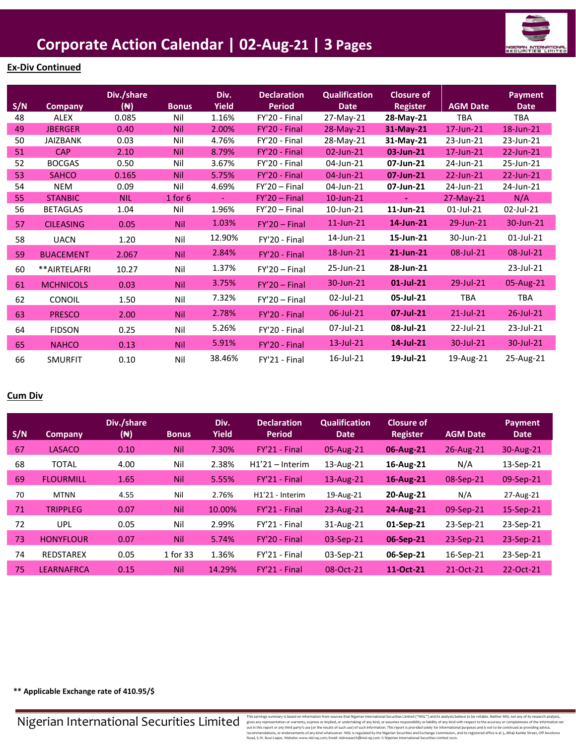# Corporate Action Calendar | 02-Aug-21 | 3 Pages

**Ex-Div Continued**

| S/N | Company | Div./share (₦) | Bonus | Div. Yield | Declaration Period | Qualification Date | Closure of Register | AGM Date | Payment Date |
|---|---|---|---|---|---|---|---|---|---|
| 48 | ALEX | 0.085 | Nil | 1.16% | FY'20 - Final | 27-May-21 | **28-May-21** | TBA | TBA |
| 49 | JBERGER | 0.40 | Nil | 2.00% | FY'20 - Final | 28-May-21 | **31-May-21** | 17-Jun-21 | 18-Jun-21 |
| 50 | JAIZBANK | 0.03 | Nil | 4.76% | FY'20 - Final | 28-May-21 | **31-May-21** | 23-Jun-21 | 23-Jun-21 |
| 51 | CAP | 2.10 | Nil | 8.79% | FY'20 - Final | 02-Jun-21 | **03-Jun-21** | 17-Jun-21 | 22-Jun-21 |
| 52 | BOCGAS | 0.50 | Nil | 3.67% | FY'20 - Final | 04-Jun-21 | **07-Jun-21** | 24-Jun-21 | 25-Jun-21 |
| 53 | SAHCO | 0.165 | Nil | 5.75% | FY'20 - Final | 04-Jun-21 | **07-Jun-21** | 22-Jun-21 | 22-Jun-21 |
| 54 | NEM | 0.09 | Nil | 4.69% | FY'20 – Final | 04-Jun-21 | **07-Jun-21** | 24-Jun-21 | 24-Jun-21 |
| 55 | STANBIC | NIL | 1 for 6 | - | FY'20 – Final | 10-Jun-21 | **-** | 27-May-21 | N/A |
| 56 | BETAGLAS | 1.04 | Nil | 1.96% | FY'20 – Final | 10-Jun-21 | **11-Jun-21** | 01-Jul-21 | 02-Jul-21 |
| 57 | CILEASING | 0.05 | Nil | 1.03% | FY'20 – Final | 11-Jun-21 | **14-Jun-21** | 29-Jun-21 | 30-Jun-21 |
| 58 | UACN | 1.20 | Nil | 12.90% | FY'20 - Final | 14-Jun-21 | **15-Jun-21** | 30-Jun-21 | 01-Jul-21 |
| 59 | BUACEMENT | 2.067 | Nil | 2.84% | FY'20 - Final | 18-Jun-21 | **21-Jun-21** | 08-Jul-21 | 08-Jul-21 |
| 60 | **AIRTELAFRI | 10.27 | Nil | 1.37% | FY'20 – Final | 25-Jun-21 | **28-Jun-21** | | 23-Jul-21 |
| 61 | MCHNICOLS | 0.03 | Nil | 3.75% | FY'20 – Final | 30-Jun-21 | **01-Jul-21** | 29-Jul-21 | 05-Aug-21 |
| 62 | CONOIL | 1.50 | Nil | 7.32% | FY'20 – Final | 02-Jul-21 | **05-Jul-21** | TBA | TBA |
| 63 | PRESCO | 2.00 | Nil | 2.78% | FY'20 - Final | 06-Jul-21 | **07-Jul-21** | 21-Jul-21 | 26-Jul-21 |
| 64 | FIDSON | 0.25 | Nil | 5.26% | FY'20 - Final | 07-Jul-21 | **08-Jul-21** | 22-Jul-21 | 23-Jul-21 |
| 65 | NAHCO | 0.13 | Nil | 5.91% | FY'20 - Final | 13-Jul-21 | **14-Jul-21** | 30-Jul-21 | 30-Jul-21 |
| 66 | SMURFIT | 0.10 | Nil | 38.46% | FY'21 - Final | 16-Jul-21 | **19-Jul-21** | 19-Aug-21 | 25-Aug-21 |

**Cum Div**

| S/N | Company | Div./share (₦) | Bonus | Div. Yield | Declaration Period | Qualification Date | Closure of Register | AGM Date | Payment Date |
|---|---|---|---|---|---|---|---|---|---|
| 67 | LASACO | 0.10 | Nil | 7.30% | FY'21 - Final | 05-Aug-21 | **06-Aug-21** | 26-Aug-21 | 30-Aug-21 |
| 68 | TOTAL | 4.00 | Nil | 2.38% | H1'21 – Interim | 13-Aug-21 | **16-Aug-21** | N/A | 13-Sep-21 |
| 69 | FLOURMILL | 1.65 | Nil | 5.55% | FY'21 - Final | 13-Aug-21 | **16-Aug-21** | 08-Sep-21 | 09-Sep-21 |
| 70 | MTNN | 4.55 | Nil | 2.76% | H1'21 - Interim | 19-Aug-21 | **20-Aug-21** | N/A | 27-Aug-21 |
| 71 | TRIPPLEG | 0.07 | Nil | 10.00% | FY'21 - Final | 23-Aug-21 | **24-Aug-21** | 09-Sep-21 | 15-Sep-21 |
| 72 | UPL | 0.05 | Nil | 2.99% | FY'21 - Final | 31-Aug-21 | **01-Sep-21** | 23-Sep-21 | 23-Sep-21 |
| 73 | HONYFLOUR | 0.07 | Nil | 5.74% | FY'20 - Final | 03-Sep-21 | **06-Sep-21** | 23-Sep-21 | 23-Sep-21 |
| 74 | REDSTAREX | 0.05 | 1 for 33 | 1.36% | FY'21 - Final | 03-Sep-21 | **06-Sep-21** | 16-Sep-21 | 23-Sep-21 |
| 75 | LEARNAFRCA | 0.15 | Nil | 14.29% | FY'21 - Final | 08-Oct-21 | **11-Oct-21** | 21-Oct-21 | 22-Oct-21 |

**** Applicable Exchange rate of 410.95/$**

Nigerian International Securities Limited

This earnings summary is based on information from sources that Nigerian International Securities Limited ("NISL") and its analysts believe to be reliable. Neither NISL nor any of its research analysts, gives any representation or warranty, express or implied, or undertaking of any kind, or assumes responsibility or liability of any kind with respect to the accuracy or completeness of the information set out in this report or any third party's use (or the results of such use) of such information. This report is provided solely for informational purposes and is not to be construed as providing advice, recommendations, or endorsements of any kind whatsoever. NISL is regulated by the Nigerian Securities and Exchange Commission, and its registered office is at 3, Alhaji Kanike Street, Off Awolowo Road, S.W. Ikoyi Lagos. Website: www.nisl-ng.com; Email: nislresearch@nisl-ng.com. © Nigerian International Securities Limited 2020.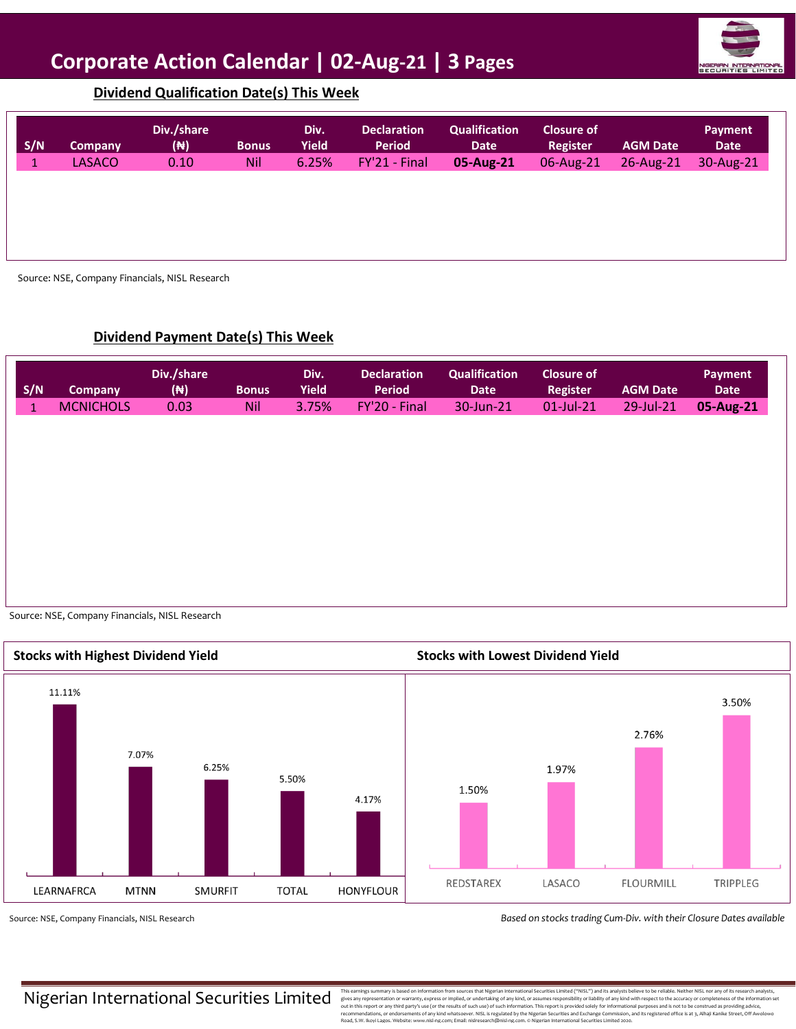# Corporate Action Calendar | 02-Aug-21 | 3 Pages

## Dividend Qualification Date(s) This Week

| S/N | Company | Div./share (₦) | Bonus | Div. Yield | Declaration Period | Qualification Date | Closure of Register | AGM Date | Payment Date |
|---|---|---|---|---|---|---|---|---|---|
| 1 | LASACO | 0.10 | Nil | 6.25% | FY'21 - Final | **05-Aug-21** | 06-Aug-21 | 26-Aug-21 | 30-Aug-21 |

Source: NSE, Company Financials, NISL Research

## Dividend Payment Date(s) This Week

| S/N | Company | Div./share (₦) | Bonus | Div. Yield | Declaration Period | Qualification Date | Closure of Register | AGM Date | Payment Date |
|---|---|---|---|---|---|---|---|---|---|
| 1 | MCNICHOLS | 0.03 | Nil | 3.75% | FY'20 - Final | 30-Jun-21 | 01-Jul-21 | 29-Jul-21 | **05-Aug-21** |

Source: NSE, Company Financials, NISL Research

### Stocks with Highest Dividend Yield

11.11%
7.07%
6.25%
5.50%
4.17%

LEARNAFRCA
MTNN
SMURFIT
TOTAL
HONYFLOUR

### Stocks with Lowest Dividend Yield

1.50%
1.97%
2.76%
3.50%

REDSTAREX
LASACO
FLOURMILL
TRIPPLEG

Source: NSE, Company Financials, NISL Research

*Based on stocks trading Cum-Div. with their Closure Dates available*

Nigerian International Securities Limited

This earnings summary is based on information from sources that Nigerian International Securities Limited ("NISL") and its analysts believe to be reliable. Neither NISL nor any of its research analysts, gives any representation or warranty, express or implied, or undertaking of any kind, or assumes responsibility or liability of any kind with respect to the accuracy or completeness of the information set out in this report or any third party's use (or the results of such use) of such information. This report is provided solely for informational purposes and is not to be construed as providing advice, recommendations, or endorsements of any kind whatsoever. NISL is regulated by the Nigerian Securities and Exchange Commission, and its registered office is at 3, Alhaji Kanike Street, Off Awolowo Road, S.W. Ikoyi Lagos. Website: www.nisl-ng.com; Email: nislresearch@nisl-ng.com. © Nigerian International Securities Limited 2020.